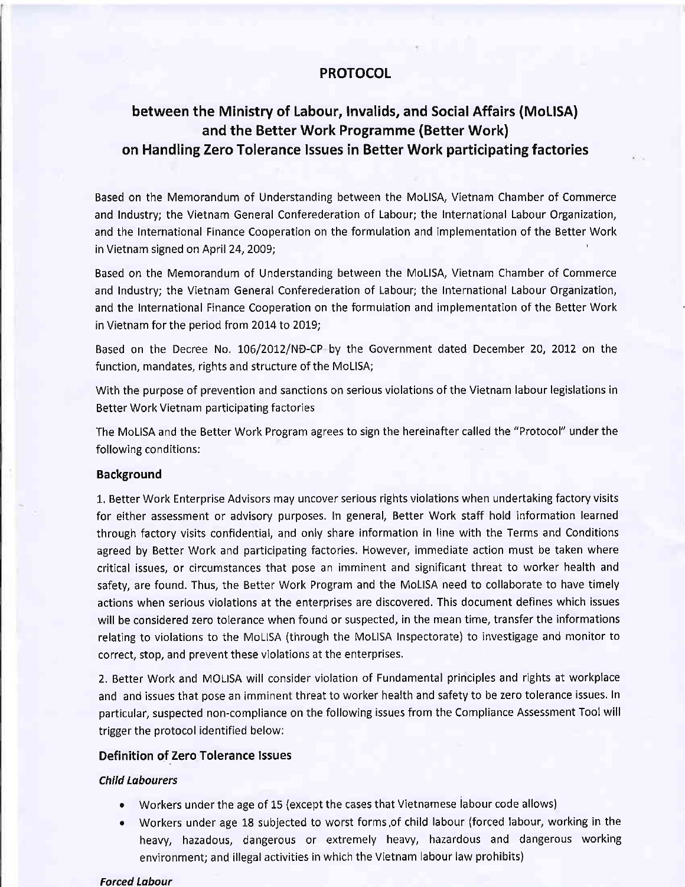# PROTOCOL

## between the Ministry of Labour, Invalids, and Social Affairs (MoLISA) and the Better Work Programme (Better Work) on Handling Zero Tolerance Issues in Better Work participating factories

Based on the Memorandum of Understanding between the MoLISA, Vietnam Chamber of Commerce and Industry; the Vietnam General Conferederation of Labour; the International Labour Organization, and the International Finance Cooperation on the formulation and implementation of the Better Work in Vietnam signed on April 24, 2009;

Based on the Memorandum of Understanding between the MoLISA, Vietnam Chamber of Commerce and Industry; the Vietnam General Conferederation of Labour; the International Labour Organization, and the International Finance Cooperation on the formulation and implementation of the Better Work in Vietnam for the period from 2014 to 2019;

Based on the Decree No. 106/2012/NĐ-CP by the Government dated December 20, 2012 on the function, mandates, rights and structure of the MoLISA;

With the purpose of prevention and sanctions on serious violations of the Vietnam labour legislations in Better Work Vietnam participating factories

The MoLISA and the Better Work Program agrees to sign the hereinafter called the "Protocol" under the following conditions:

### Background

1. Better Work Enterprise Advisors may uncover serious rights violations when undertaking factory visits for either assessment or advisory purposes. In general, Better Work staff hold information learned through factory visits confidential, and only share information in line with the Terms and Conditions agreed by Better Work and participating factories. However, immediate action must be taken where critical issues, or circumstances that pose an imminent and significant threat to worker health and safety, are found. Thus, the Better Work Program and the MoLISA need to collaborate to have timely actions when serious violations at the enterprises are discovered. This document defines which issues will be considered zero tolerance when found or suspected, in the mean time, transfer the informations relating to violations to the MoLISA (through the MoLISA Inspectorate) to investigage and monitor to correct, stop, and prevent these violations at the enterprises.

2. Better Work and MOLISA will consider violation of Fundamental principles and rights at workplace and and issues that pose an imminent threat to worker health and safety to be zero tolerance issues. In particular, suspected non-compliance on the following issues from the Compliance Assessment Tool will trigger the protocol identified below:

### Definition of Zero Tolerance Issues

#### *Child Labourers*

- Workers under the age of 15 (except the cases that Vietnamese labour code allows)
- Workers under age 18 subjected to worst forms of child labour (forced labour, working in the heavy, hazadous, dangerous or extremely heavy, hazardous and dangerous working environment; and illegal activities in which the Vietnam labour law prohibits)

#### *Forced Labour*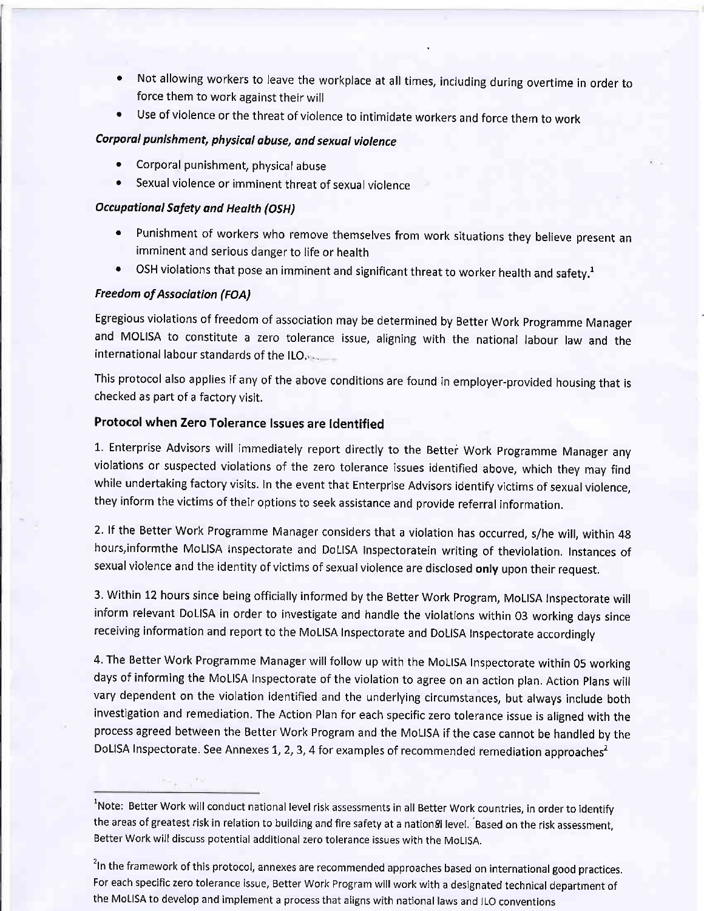- Not allowing workers to leave the workplace at all times, including during overtime in order to force them to work against their will
- Use of violence or the threat of violence to intimidate workers and force them to work

*Corporal punishment, physical abuse, and sexual violence*

- Corporal punishment, physical abuse
- Sexual violence or imminent threat of sexual violence

*Occupational Safety and Health (OSH)*

- Punishment of workers who remove themselves from work situations they believe present an imminent and serious danger to life or health
- OSH violations that pose an imminent and significant threat to worker health and safety.[1]

*Freedom of Association (FOA)*

Egregious violations of freedom of association may be determined by Better Work Programme Manager and MOLISA to constitute a zero tolerance issue, aligning with the national labour law and the international labour standards of the ILO.

This protocol also applies if any of the above conditions are found in employer-provided housing that is checked as part of a factory visit.

## Protocol when Zero Tolerance Issues are Identified

1. Enterprise Advisors will immediately report directly to the Better Work Programme Manager any violations or suspected violations of the zero tolerance issues identified above, which they may find while undertaking factory visits. In the event that Enterprise Advisors identify victims of sexual violence, they inform the victims of their options to seek assistance and provide referral information.

2. If the Better Work Programme Manager considers that a violation has occurred, s/he will, within 48 hours,informthe MoLISA Inspectorate and DoLISA Inspectoratein writing of theviolation. Instances of sexual violence and the identity of victims of sexual violence are disclosed **only** upon their request.

3. Within 12 hours since being officially informed by the Better Work Program, MoLISA Inspectorate will inform relevant DoLISA in order to investigate and handle the violations within 03 working days since receiving information and report to the MoLISA Inspectorate and DoLISA Inspectorate accordingly

4. The Better Work Programme Manager will follow up with the MoLISA Inspectorate within 05 working days of informing the MoLISA Inspectorate of the violation to agree on an action plan. Action Plans will vary dependent on the violation identified and the underlying circumstances, but always include both investigation and remediation. The Action Plan for each specific zero tolerance issue is aligned with the process agreed between the Better Work Program and the MoLISA if the case cannot be handled by the DoLISA Inspectorate. See Annexes 1, 2, 3, 4 for examples of recommended remediation approaches[2]

---

[1] Note: Better Work will conduct national level risk assessments in all Better Work countries, in order to identify the areas of greatest risk in relation to building and fire safety at a national level. Based on the risk assessment, Better Work will discuss potential additional zero tolerance issues with the MoLISA.

[2] In the framework of this protocol, annexes are recommended approaches based on international good practices. For each specific zero tolerance issue, Better Work Program will work with a designated technical department of the MoLISA to develop and implement a process that aligns with national laws and ILO conventions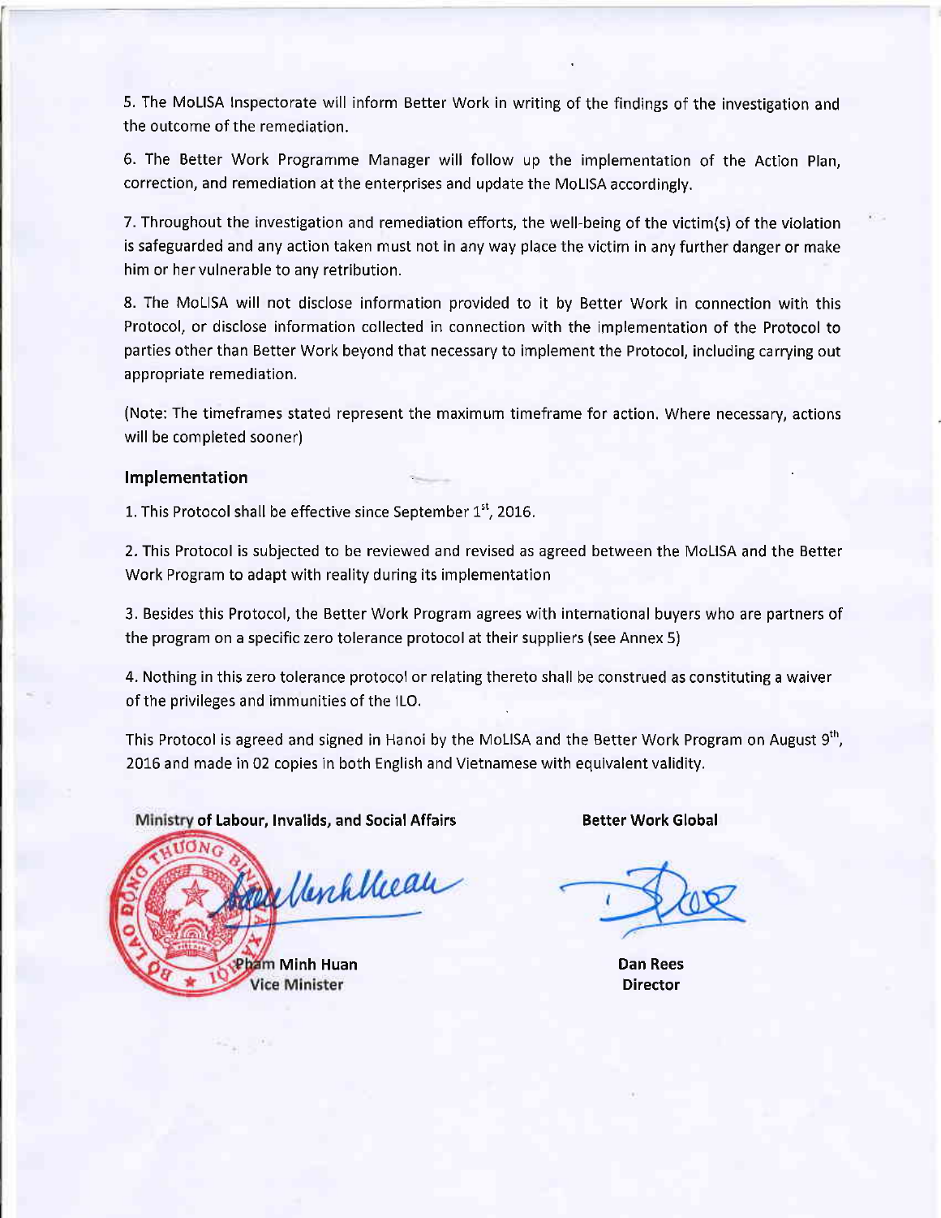5. The MoLISA Inspectorate will inform Better Work in writing of the findings of the investigation and the outcome of the remediation.

6. The Better Work Programme Manager will follow up the implementation of the Action Plan, correction, and remediation at the enterprises and update the MoLISA accordingly.

7. Throughout the investigation and remediation efforts, the well-being of the victim(s) of the violation is safeguarded and any action taken must not in any way place the victim in any further danger or make him or her vulnerable to any retribution.

8. The MoLISA will not disclose information provided to it by Better Work in connection with this Protocol, or disclose information collected in connection with the implementation of the Protocol to parties other than Better Work beyond that necessary to implement the Protocol, including carrying out appropriate remediation.

(Note: The timeframes stated represent the maximum timeframe for action. Where necessary, actions will be completed sooner)

## Implementation

1. This Protocol shall be effective since September 1st, 2016.

2. This Protocol is subjected to be reviewed and revised as agreed between the MoLISA and the Better Work Program to adapt with reality during its implementation

3. Besides this Protocol, the Better Work Program agrees with international buyers who are partners of the program on a specific zero tolerance protocol at their suppliers (see Annex 5)

4. Nothing in this zero tolerance protocol or relating thereto shall be construed as constituting a waiver of the privileges and immunities of the ILO.

This Protocol is agreed and signed in Hanoi by the MoLISA and the Better Work Program on August 9th, 2016 and made in 02 copies in both English and Vietnamese with equivalent validity.

| **Ministry of Labour, Invalids, and Social Affairs** | **Better Work Global** |
| --- | --- |
| **Pham Minh Huan** | **Dan Rees** |
| **Vice Minister** | **Director** |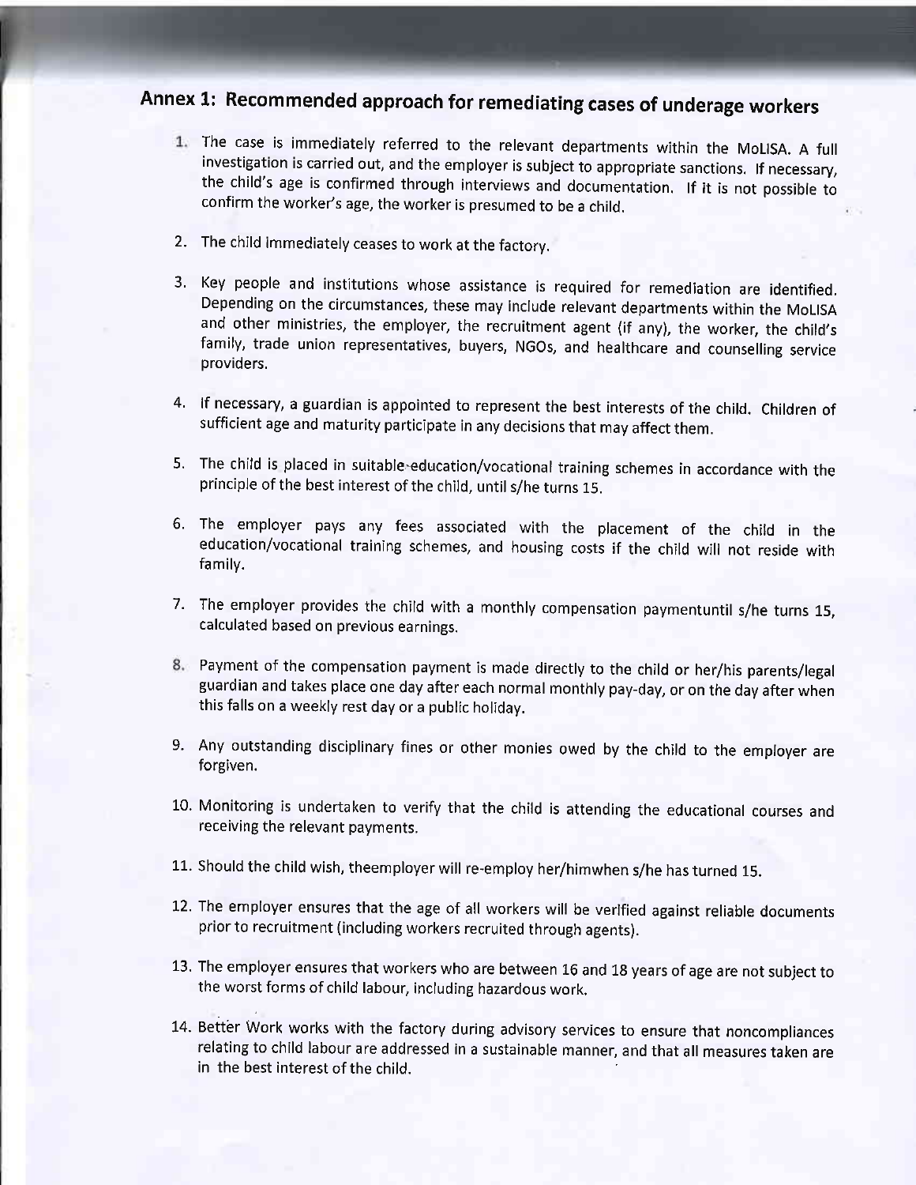## Annex 1: Recommended approach for remediating cases of underage workers

1. The case is immediately referred to the relevant departments within the MoLISA. A full investigation is carried out, and the employer is subject to appropriate sanctions. If necessary, the child's age is confirmed through interviews and documentation. If it is not possible to confirm the worker's age, the worker is presumed to be a child.

2. The child immediately ceases to work at the factory.

3. Key people and institutions whose assistance is required for remediation are identified. Depending on the circumstances, these may include relevant departments within the MoLISA and other ministries, the employer, the recruitment agent (if any), the worker, the child's family, trade union representatives, buyers, NGOs, and healthcare and counselling service providers.

4. If necessary, a guardian is appointed to represent the best interests of the child. Children of sufficient age and maturity participate in any decisions that may affect them.

5. The child is placed in suitable education/vocational training schemes in accordance with the principle of the best interest of the child, until s/he turns 15.

6. The employer pays any fees associated with the placement of the child in the education/vocational training schemes, and housing costs if the child will not reside with family.

7. The employer provides the child with a monthly compensation paymentuntil s/he turns 15, calculated based on previous earnings.

8. Payment of the compensation payment is made directly to the child or her/his parents/legal guardian and takes place one day after each normal monthly pay-day, or on the day after when this falls on a weekly rest day or a public holiday.

9. Any outstanding disciplinary fines or other monies owed by the child to the employer are forgiven.

10. Monitoring is undertaken to verify that the child is attending the educational courses and receiving the relevant payments.

11. Should the child wish, theemployer will re-employ her/himwhen s/he has turned 15.

12. The employer ensures that the age of all workers will be verified against reliable documents prior to recruitment (including workers recruited through agents).

13. The employer ensures that workers who are between 16 and 18 years of age are not subject to the worst forms of child labour, including hazardous work.

14. Better Work works with the factory during advisory services to ensure that noncompliances relating to child labour are addressed in a sustainable manner, and that all measures taken are in the best interest of the child.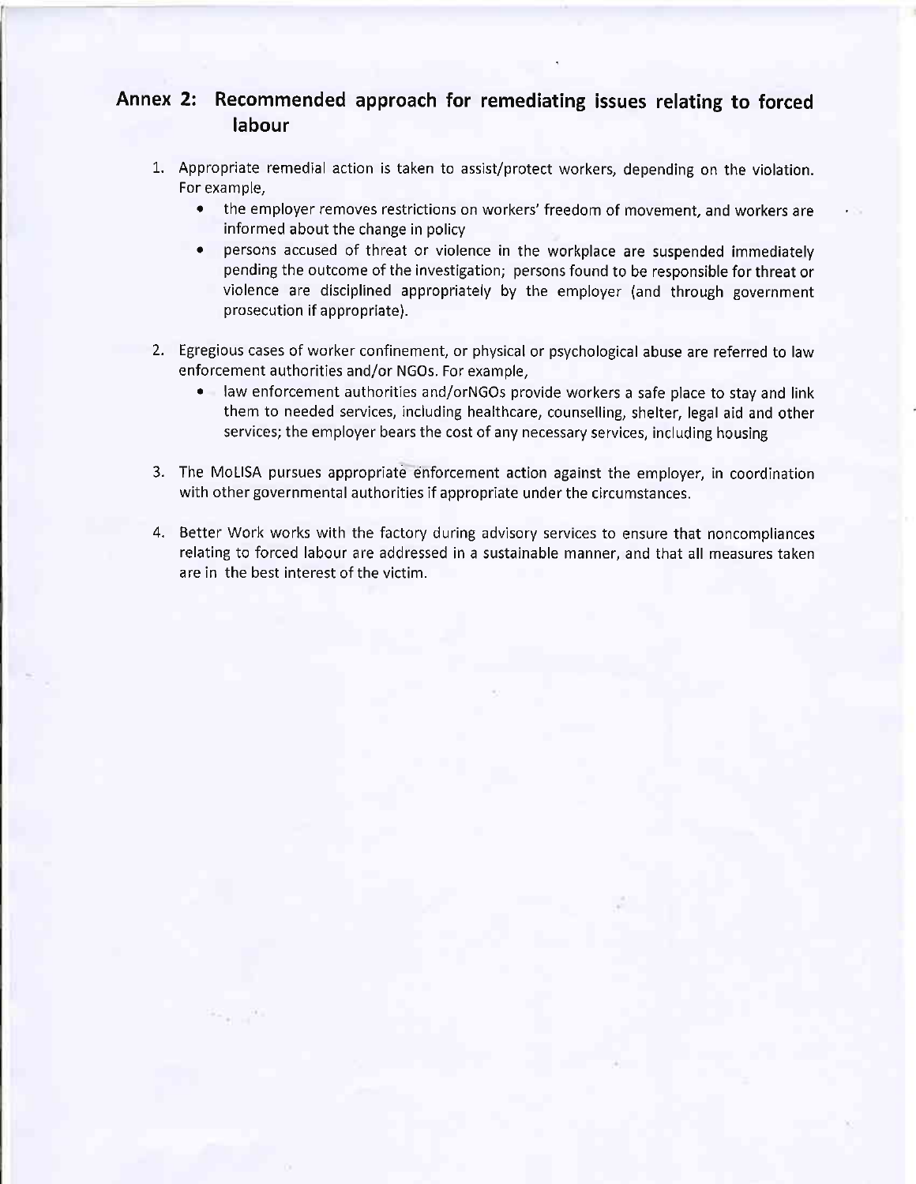## Annex 2: Recommended approach for remediating issues relating to forced labour

1. Appropriate remedial action is taken to assist/protect workers, depending on the violation. For example,
   - the employer removes restrictions on workers' freedom of movement, and workers are informed about the change in policy
   - persons accused of threat or violence in the workplace are suspended immediately pending the outcome of the investigation; persons found to be responsible for threat or violence are disciplined appropriately by the employer (and through government prosecution if appropriate).

2. Egregious cases of worker confinement, or physical or psychological abuse are referred to law enforcement authorities and/or NGOs. For example,
   - law enforcement authorities and/orNGOs provide workers a safe place to stay and link them to needed services, including healthcare, counselling, shelter, legal aid and other services; the employer bears the cost of any necessary services, including housing

3. The MoLISA pursues appropriate enforcement action against the employer, in coordination with other governmental authorities if appropriate under the circumstances.

4. Better Work works with the factory during advisory services to ensure that noncompliances relating to forced labour are addressed in a sustainable manner, and that all measures taken are in the best interest of the victim.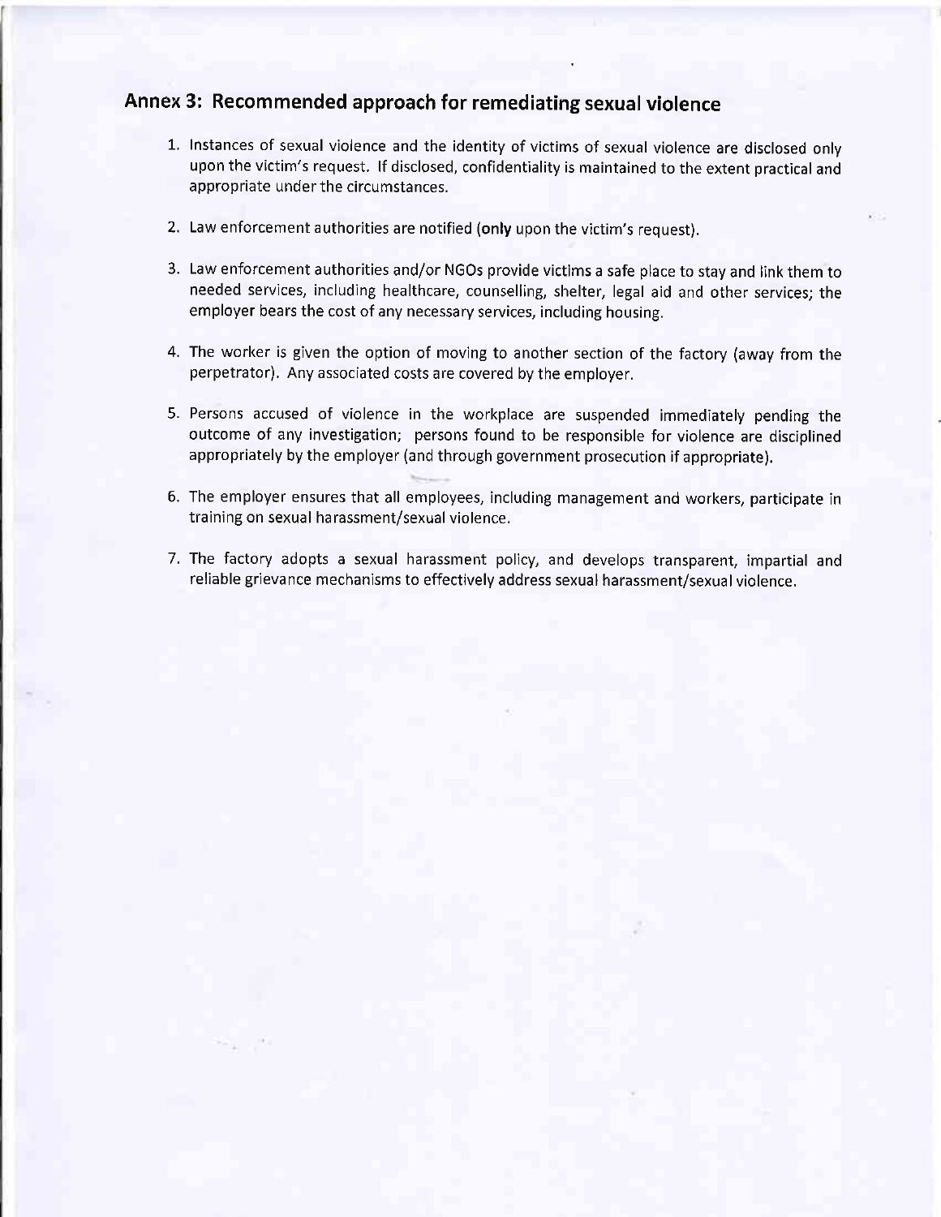## Annex 3: Recommended approach for remediating sexual violence

1. Instances of sexual violence and the identity of victims of sexual violence are disclosed only upon the victim's request. If disclosed, confidentiality is maintained to the extent practical and appropriate under the circumstances.

2. Law enforcement authorities are notified (**only** upon the victim's request).

3. Law enforcement authorities and/or NGOs provide victims a safe place to stay and link them to needed services, including healthcare, counselling, shelter, legal aid and other services; the employer bears the cost of any necessary services, including housing.

4. The worker is given the option of moving to another section of the factory (away from the perpetrator). Any associated costs are covered by the employer.

5. Persons accused of violence in the workplace are suspended immediately pending the outcome of any investigation; persons found to be responsible for violence are disciplined appropriately by the employer (and through government prosecution if appropriate).

6. The employer ensures that all employees, including management and workers, participate in training on sexual harassment/sexual violence.

7. The factory adopts a sexual harassment policy, and develops transparent, impartial and reliable grievance mechanisms to effectively address sexual harassment/sexual violence.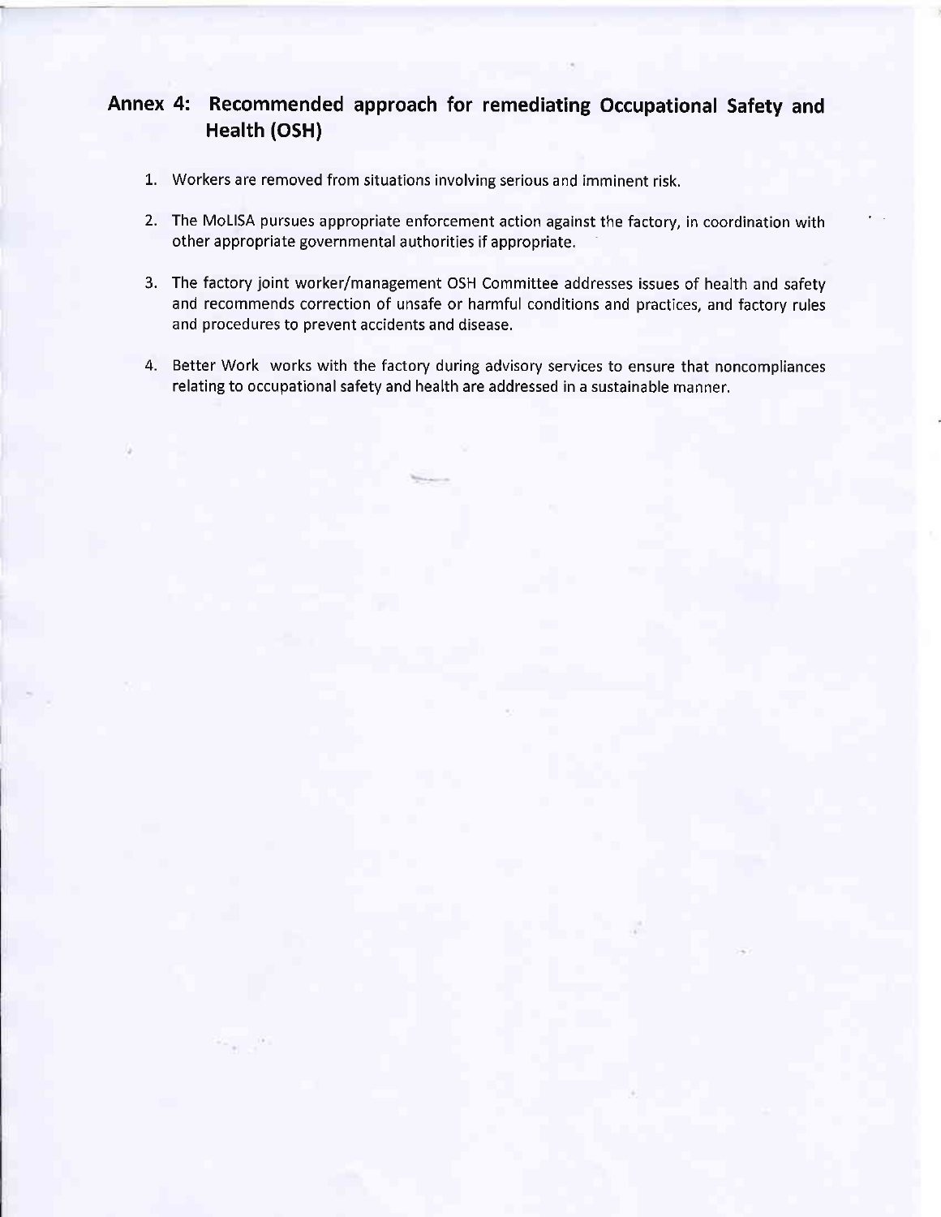## Annex 4: Recommended approach for remediating Occupational Safety and Health (OSH)

1. Workers are removed from situations involving serious and imminent risk.
2. The MoLISA pursues appropriate enforcement action against the factory, in coordination with other appropriate governmental authorities if appropriate.
3. The factory joint worker/management OSH Committee addresses issues of health and safety and recommends correction of unsafe or harmful conditions and practices, and factory rules and procedures to prevent accidents and disease.
4. Better Work works with the factory during advisory services to ensure that noncompliances relating to occupational safety and health are addressed in a sustainable manner.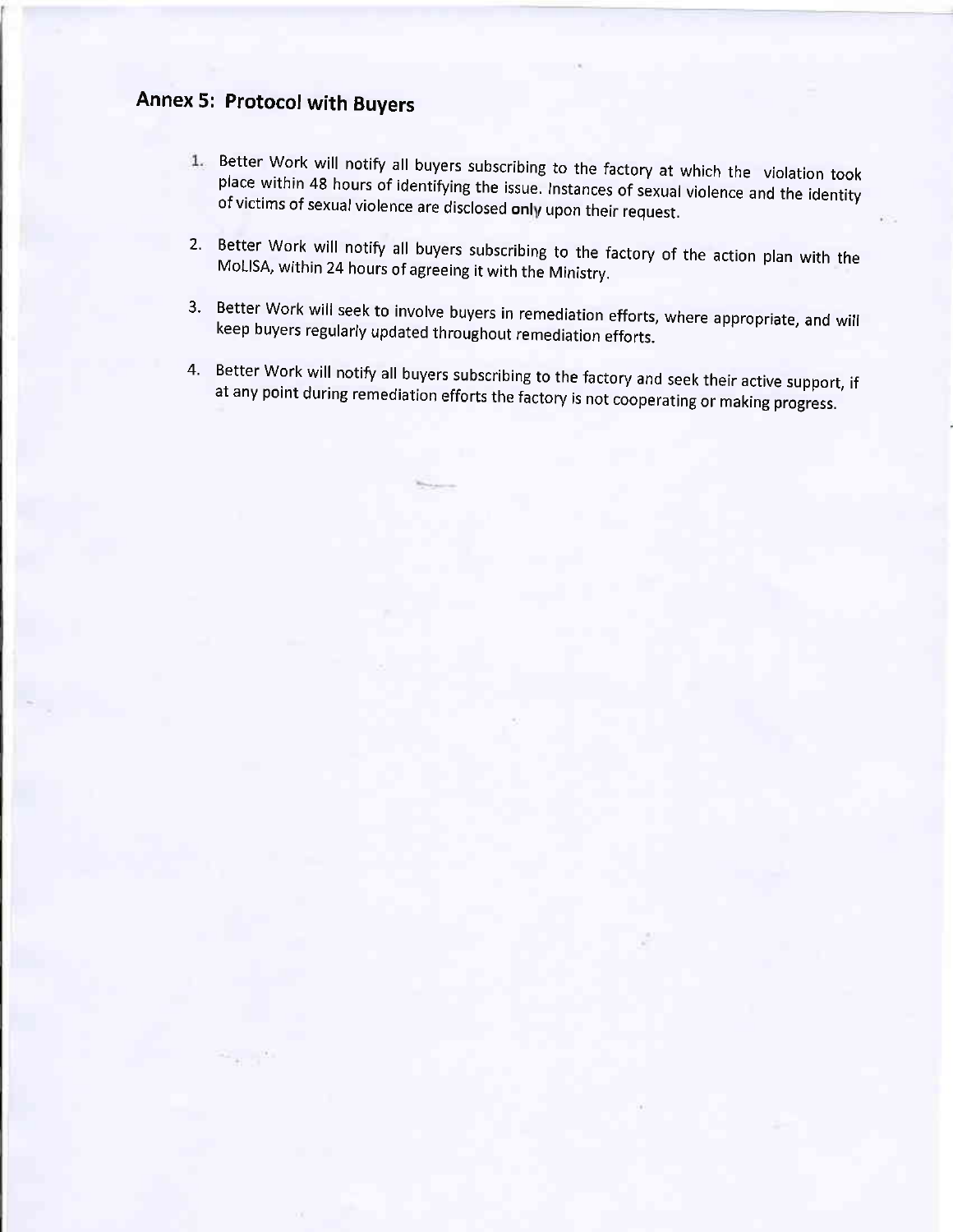## Annex 5: Protocol with Buyers

1. Better Work will notify all buyers subscribing to the factory at which the violation took place within 48 hours of identifying the issue. Instances of sexual violence and the identity of victims of sexual violence are disclosed **only** upon their request.

2. Better Work will notify all buyers subscribing to the factory of the action plan with the MoLISA, within 24 hours of agreeing it with the Ministry.

3. Better Work will seek to involve buyers in remediation efforts, where appropriate, and will keep buyers regularly updated throughout remediation efforts.

4. Better Work will notify all buyers subscribing to the factory and seek their active support, if at any point during remediation efforts the factory is not cooperating or making progress.